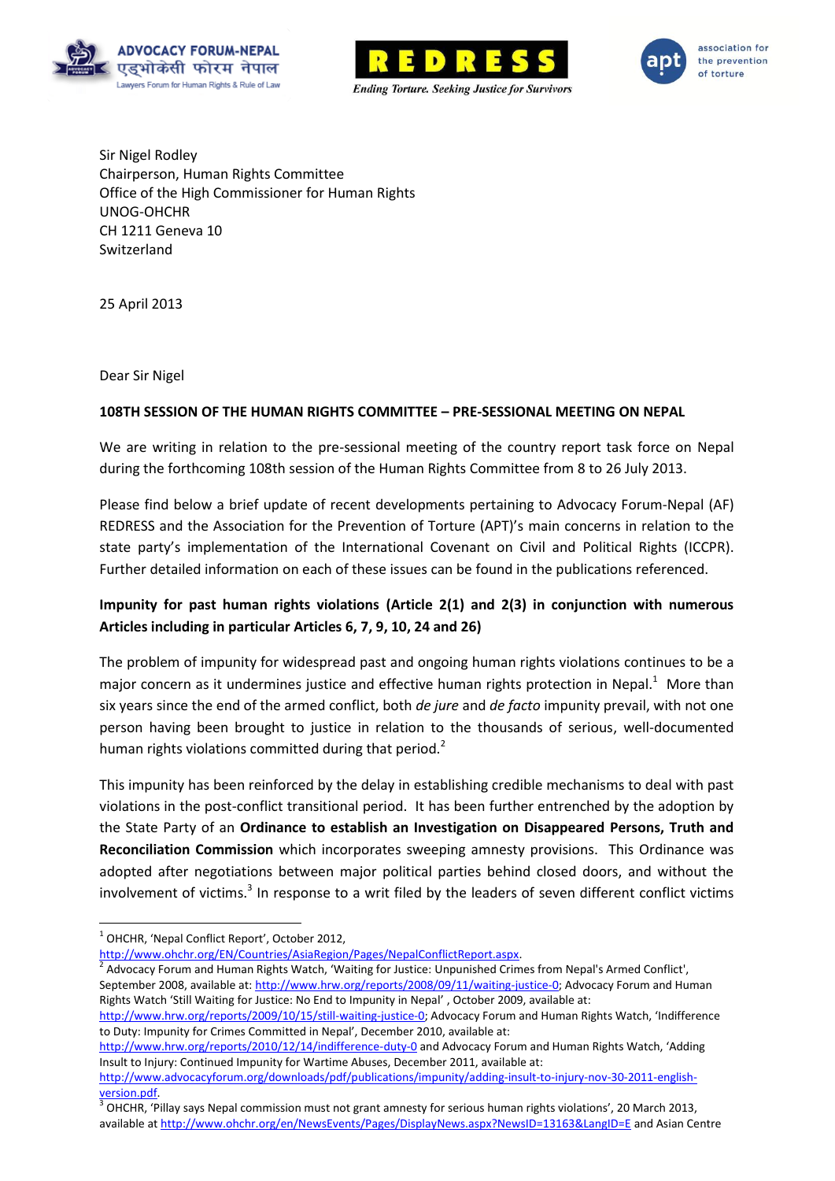ADVOCACY FORUM-NEPAL
एड्भोकेसी फोरम नेपाल
Lawyers Forum for Human Rights & Rule of Law

REDRESS
*Ending Torture. Seeking Justice for Survivors*

apt association for the prevention of torture

Sir Nigel Rodley
Chairperson, Human Rights Committee
Office of the High Commissioner for Human Rights
UNOG-OHCHR
CH 1211 Geneva 10
Switzerland

25 April 2013

Dear Sir Nigel

**108TH SESSION OF THE HUMAN RIGHTS COMMITTEE – PRE-SESSIONAL MEETING ON NEPAL**

We are writing in relation to the pre-sessional meeting of the country report task force on Nepal during the forthcoming 108th session of the Human Rights Committee from 8 to 26 July 2013.

Please find below a brief update of recent developments pertaining to Advocacy Forum-Nepal (AF) REDRESS and the Association for the Prevention of Torture (APT)'s main concerns in relation to the state party's implementation of the International Covenant on Civil and Political Rights (ICCPR). Further detailed information on each of these issues can be found in the publications referenced.

**Impunity for past human rights violations (Article 2(1) and 2(3) in conjunction with numerous Articles including in particular Articles 6, 7, 9, 10, 24 and 26)**

The problem of impunity for widespread past and ongoing human rights violations continues to be a major concern as it undermines justice and effective human rights protection in Nepal.[1] More than six years since the end of the armed conflict, both *de jure* and *de facto* impunity prevail, with not one person having been brought to justice in relation to the thousands of serious, well-documented human rights violations committed during that period.[2]

This impunity has been reinforced by the delay in establishing credible mechanisms to deal with past violations in the post-conflict transitional period. It has been further entrenched by the adoption by the State Party of an **Ordinance to establish an Investigation on Disappeared Persons, Truth and Reconciliation Commission** which incorporates sweeping amnesty provisions. This Ordinance was adopted after negotiations between major political parties behind closed doors, and without the involvement of victims.[3] In response to a writ filed by the leaders of seven different conflict victims

---

[1] OHCHR, 'Nepal Conflict Report', October 2012, http://www.ohchr.org/EN/Countries/AsiaRegion/Pages/NepalConflictReport.aspx.

[2] Advocacy Forum and Human Rights Watch, 'Waiting for Justice: Unpunished Crimes from Nepal's Armed Conflict', September 2008, available at: http://www.hrw.org/reports/2008/09/11/waiting-justice-0; Advocacy Forum and Human Rights Watch 'Still Waiting for Justice: No End to Impunity in Nepal' , October 2009, available at: http://www.hrw.org/reports/2009/10/15/still-waiting-justice-0; Advocacy Forum and Human Rights Watch, 'Indifference to Duty: Impunity for Crimes Committed in Nepal', December 2010, available at: http://www.hrw.org/reports/2010/12/14/indifference-duty-0 and Advocacy Forum and Human Rights Watch, 'Adding Insult to Injury: Continued Impunity for Wartime Abuses, December 2011, available at: http://www.advocacyforum.org/downloads/pdf/publications/impunity/adding-insult-to-injury-nov-30-2011-english-version.pdf.

[3] OHCHR, 'Pillay says Nepal commission must not grant amnesty for serious human rights violations', 20 March 2013, available at http://www.ohchr.org/en/NewsEvents/Pages/DisplayNews.aspx?NewsID=13163&LangID=E and Asian Centre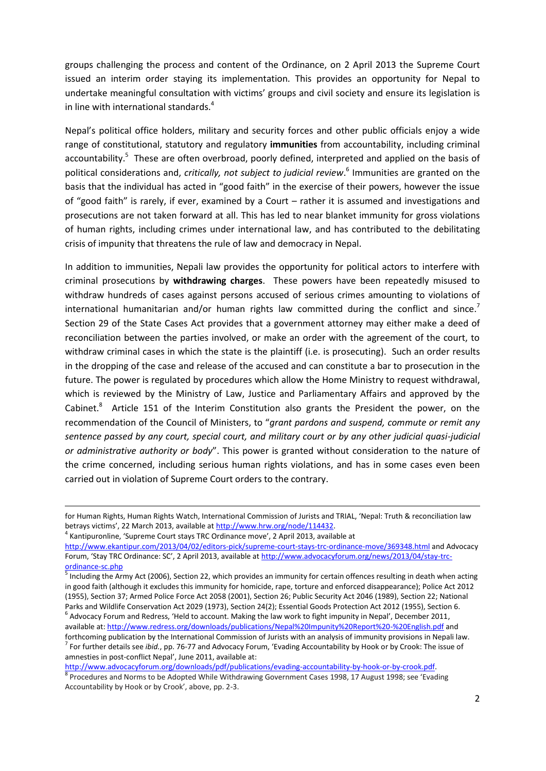groups challenging the process and content of the Ordinance, on 2 April 2013 the Supreme Court issued an interim order staying its implementation. This provides an opportunity for Nepal to undertake meaningful consultation with victims' groups and civil society and ensure its legislation is in line with international standards.[4]

Nepal's political office holders, military and security forces and other public officials enjoy a wide range of constitutional, statutory and regulatory **immunities** from accountability, including criminal accountability.[5] These are often overbroad, poorly defined, interpreted and applied on the basis of political considerations and, *critically, not subject to judicial review*.[6] Immunities are granted on the basis that the individual has acted in "good faith" in the exercise of their powers, however the issue of "good faith" is rarely, if ever, examined by a Court – rather it is assumed and investigations and prosecutions are not taken forward at all. This has led to near blanket immunity for gross violations of human rights, including crimes under international law, and has contributed to the debilitating crisis of impunity that threatens the rule of law and democracy in Nepal.

In addition to immunities, Nepali law provides the opportunity for political actors to interfere with criminal prosecutions by **withdrawing charges**. These powers have been repeatedly misused to withdraw hundreds of cases against persons accused of serious crimes amounting to violations of international humanitarian and/or human rights law committed during the conflict and since.[7] Section 29 of the State Cases Act provides that a government attorney may either make a deed of reconciliation between the parties involved, or make an order with the agreement of the court, to withdraw criminal cases in which the state is the plaintiff (i.e. is prosecuting). Such an order results in the dropping of the case and release of the accused and can constitute a bar to prosecution in the future. The power is regulated by procedures which allow the Home Ministry to request withdrawal, which is reviewed by the Ministry of Law, Justice and Parliamentary Affairs and approved by the Cabinet.[8] Article 151 of the Interim Constitution also grants the President the power, on the recommendation of the Council of Ministers, to "*grant pardons and suspend, commute or remit any sentence passed by any court, special court, and military court or by any other judicial quasi-judicial or administrative authority or body*". This power is granted without consideration to the nature of the crime concerned, including serious human rights violations, and has in some cases even been carried out in violation of Supreme Court orders to the contrary.

---

for Human Rights, Human Rights Watch, International Commission of Jurists and TRIAL, 'Nepal: Truth & reconciliation law betrays victims', 22 March 2013, available at http://www.hrw.org/node/114432.

[4] Kantipuronline, 'Supreme Court stays TRC Ordinance move', 2 April 2013, available at http://www.ekantipur.com/2013/04/02/editors-pick/supreme-court-stays-trc-ordinance-move/369348.html and Advocacy Forum, 'Stay TRC Ordinance: SC', 2 April 2013, available at http://www.advocacyforum.org/news/2013/04/stay-trc-ordinance-sc.php

[5] Including the Army Act (2006), Section 22, which provides an immunity for certain offences resulting in death when acting in good faith (although it excludes this immunity for homicide, rape, torture and enforced disappearance); Police Act 2012 (1955), Section 37; Armed Police Force Act 2058 (2001), Section 26; Public Security Act 2046 (1989), Section 22; National Parks and Wildlife Conservation Act 2029 (1973), Section 24(2); Essential Goods Protection Act 2012 (1955), Section 6.

[6] Advocacy Forum and Redress, 'Held to account. Making the law work to fight impunity in Nepal', December 2011, available at: http://www.redress.org/downloads/publications/Nepal%20Impunity%20Report%20-%20English.pdf and forthcoming publication by the International Commission of Jurists with an analysis of immunity provisions in Nepali law.

[7] For further details see *ibid.*, pp. 76-77 and Advocacy Forum, 'Evading Accountability by Hook or by Crook: The issue of amnesties in post-conflict Nepal', June 2011, available at: http://www.advocacyforum.org/downloads/pdf/publications/evading-accountability-by-hook-or-by-crook.pdf.

[8] Procedures and Norms to be Adopted While Withdrawing Government Cases 1998, 17 August 1998; see 'Evading Accountability by Hook or by Crook', above, pp. 2-3.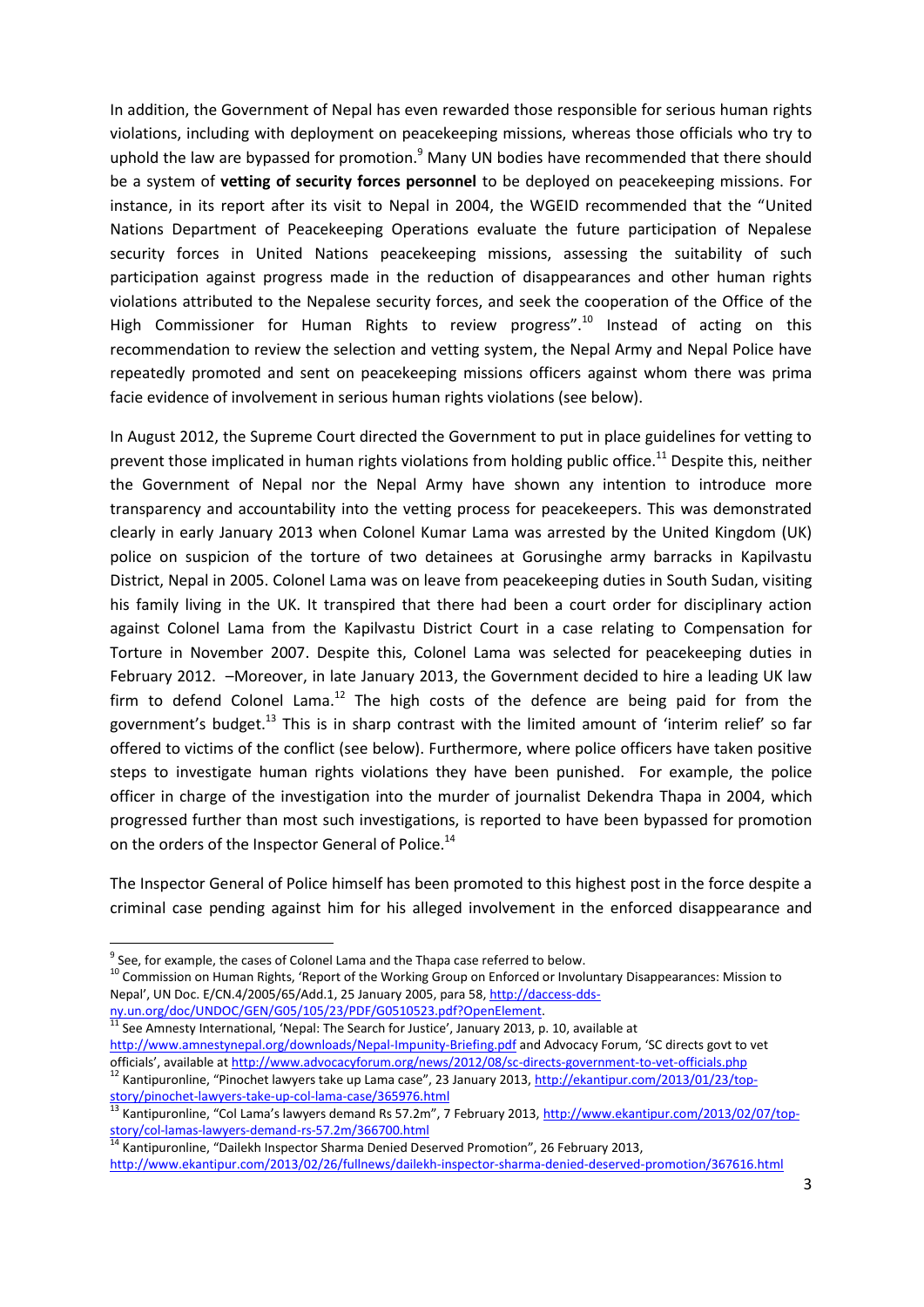In addition, the Government of Nepal has even rewarded those responsible for serious human rights violations, including with deployment on peacekeeping missions, whereas those officials who try to uphold the law are bypassed for promotion.[9] Many UN bodies have recommended that there should be a system of **vetting of security forces personnel** to be deployed on peacekeeping missions. For instance, in its report after its visit to Nepal in 2004, the WGEID recommended that the "United Nations Department of Peacekeeping Operations evaluate the future participation of Nepalese security forces in United Nations peacekeeping missions, assessing the suitability of such participation against progress made in the reduction of disappearances and other human rights violations attributed to the Nepalese security forces, and seek the cooperation of the Office of the High Commissioner for Human Rights to review progress".[10] Instead of acting on this recommendation to review the selection and vetting system, the Nepal Army and Nepal Police have repeatedly promoted and sent on peacekeeping missions officers against whom there was prima facie evidence of involvement in serious human rights violations (see below).

In August 2012, the Supreme Court directed the Government to put in place guidelines for vetting to prevent those implicated in human rights violations from holding public office.[11] Despite this, neither the Government of Nepal nor the Nepal Army have shown any intention to introduce more transparency and accountability into the vetting process for peacekeepers. This was demonstrated clearly in early January 2013 when Colonel Kumar Lama was arrested by the United Kingdom (UK) police on suspicion of the torture of two detainees at Gorusinghe army barracks in Kapilvastu District, Nepal in 2005. Colonel Lama was on leave from peacekeeping duties in South Sudan, visiting his family living in the UK. It transpired that there had been a court order for disciplinary action against Colonel Lama from the Kapilvastu District Court in a case relating to Compensation for Torture in November 2007. Despite this, Colonel Lama was selected for peacekeeping duties in February 2012. –Moreover, in late January 2013, the Government decided to hire a leading UK law firm to defend Colonel Lama.[12] The high costs of the defence are being paid for from the government's budget.[13] This is in sharp contrast with the limited amount of 'interim relief' so far offered to victims of the conflict (see below). Furthermore, where police officers have taken positive steps to investigate human rights violations they have been punished. For example, the police officer in charge of the investigation into the murder of journalist Dekendra Thapa in 2004, which progressed further than most such investigations, is reported to have been bypassed for promotion on the orders of the Inspector General of Police.[14]

The Inspector General of Police himself has been promoted to this highest post in the force despite a criminal case pending against him for his alleged involvement in the enforced disappearance and

---

[9] See, for example, the cases of Colonel Lama and the Thapa case referred to below.

[10] Commission on Human Rights, 'Report of the Working Group on Enforced or Involuntary Disappearances: Mission to Nepal', UN Doc. E/CN.4/2005/65/Add.1, 25 January 2005, para 58, http://daccess-dds-ny.un.org/doc/UNDOC/GEN/G05/105/23/PDF/G0510523.pdf?OpenElement.

[11] See Amnesty International, 'Nepal: The Search for Justice', January 2013, p. 10, available at http://www.amnestynepal.org/downloads/Nepal-Impunity-Briefing.pdf and Advocacy Forum, 'SC directs govt to vet officials', available at http://www.advocacyforum.org/news/2012/08/sc-directs-government-to-vet-officials.php

[12] Kantipuronline, "Pinochet lawyers take up Lama case", 23 January 2013, http://ekantipur.com/2013/01/23/top-story/pinochet-lawyers-take-up-col-lama-case/365976.html

[13] Kantipuronline, "Col Lama's lawyers demand Rs 57.2m", 7 February 2013, http://www.ekantipur.com/2013/02/07/top-story/col-lamas-lawyers-demand-rs-57.2m/366700.html

[14] Kantipuronline, "Dailekh Inspector Sharma Denied Deserved Promotion", 26 February 2013, http://www.ekantipur.com/2013/02/26/fullnews/dailekh-inspector-sharma-denied-deserved-promotion/367616.html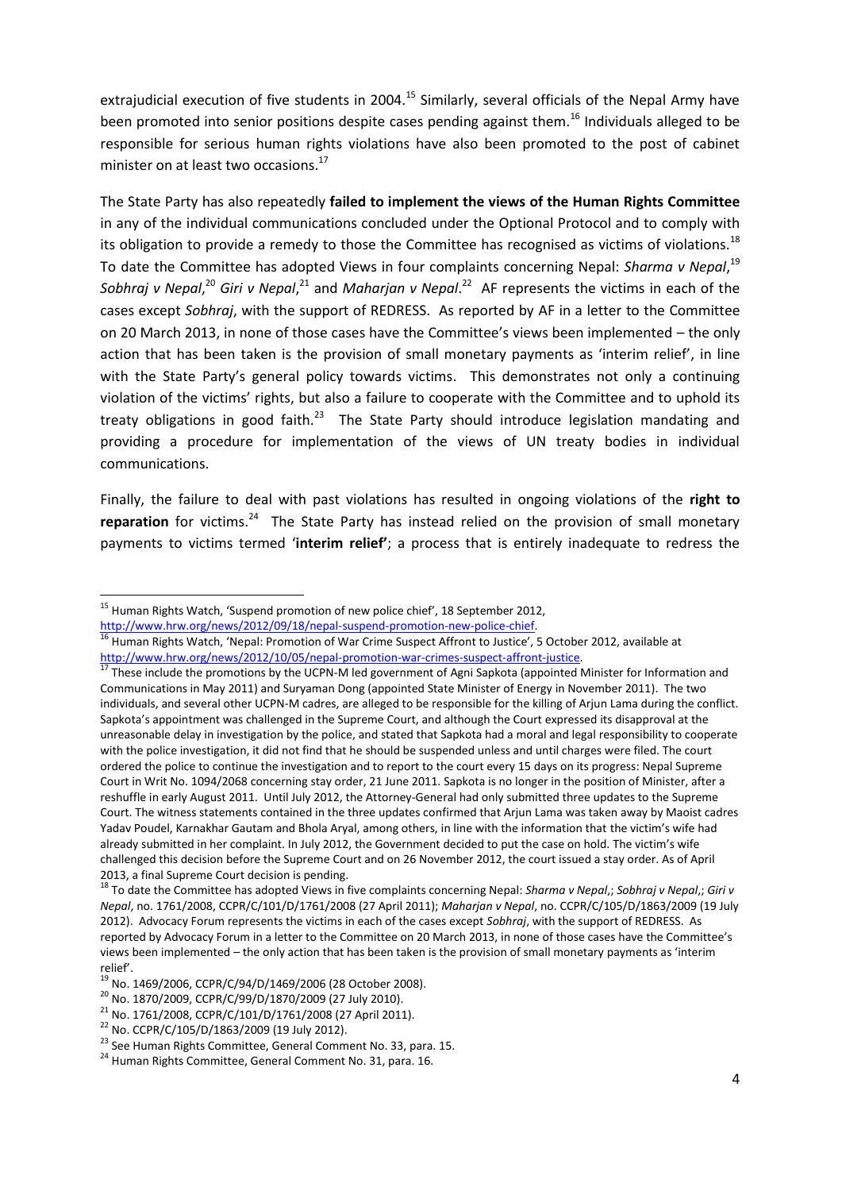extrajudicial execution of five students in 2004.[15] Similarly, several officials of the Nepal Army have been promoted into senior positions despite cases pending against them.[16] Individuals alleged to be responsible for serious human rights violations have also been promoted to the post of cabinet minister on at least two occasions.[17]

The State Party has also repeatedly **failed to implement the views of the Human Rights Committee** in any of the individual communications concluded under the Optional Protocol and to comply with its obligation to provide a remedy to those the Committee has recognised as victims of violations.[18] To date the Committee has adopted Views in four complaints concerning Nepal: *Sharma v Nepal*,[19] *Sobhraj v Nepal*,[20] *Giri v Nepal*,[21] and *Maharjan v Nepal*.[22] AF represents the victims in each of the cases except *Sobhraj*, with the support of REDRESS. As reported by AF in a letter to the Committee on 20 March 2013, in none of those cases have the Committee's views been implemented – the only action that has been taken is the provision of small monetary payments as 'interim relief', in line with the State Party's general policy towards victims. This demonstrates not only a continuing violation of the victims' rights, but also a failure to cooperate with the Committee and to uphold its treaty obligations in good faith.[23] The State Party should introduce legislation mandating and providing a procedure for implementation of the views of UN treaty bodies in individual communications.

Finally, the failure to deal with past violations has resulted in ongoing violations of the **right to reparation** for victims.[24] The State Party has instead relied on the provision of small monetary payments to victims termed '**interim relief'**; a process that is entirely inadequate to redress the

---

[15] Human Rights Watch, 'Suspend promotion of new police chief', 18 September 2012, http://www.hrw.org/news/2012/09/18/nepal-suspend-promotion-new-police-chief.

[16] Human Rights Watch, 'Nepal: Promotion of War Crime Suspect Affront to Justice', 5 October 2012, available at http://www.hrw.org/news/2012/10/05/nepal-promotion-war-crimes-suspect-affront-justice.

[17] These include the promotions by the UCPN-M led government of Agni Sapkota (appointed Minister for Information and Communications in May 2011) and Suryaman Dong (appointed State Minister of Energy in November 2011). The two individuals, and several other UCPN-M cadres, are alleged to be responsible for the killing of Arjun Lama during the conflict. Sapkota's appointment was challenged in the Supreme Court, and although the Court expressed its disapproval at the unreasonable delay in investigation by the police, and stated that Sapkota had a moral and legal responsibility to cooperate with the police investigation, it did not find that he should be suspended unless and until charges were filed. The court ordered the police to continue the investigation and to report to the court every 15 days on its progress: Nepal Supreme Court in Writ No. 1094/2068 concerning stay order, 21 June 2011. Sapkota is no longer in the position of Minister, after a reshuffle in early August 2011. Until July 2012, the Attorney-General had only submitted three updates to the Supreme Court. The witness statements contained in the three updates confirmed that Arjun Lama was taken away by Maoist cadres Yadav Poudel, Karnakhar Gautam and Bhola Aryal, among others, in line with the information that the victim's wife had already submitted in her complaint. In July 2012, the Government decided to put the case on hold. The victim's wife challenged this decision before the Supreme Court and on 26 November 2012, the court issued a stay order. As of April 2013, a final Supreme Court decision is pending.

[18] To date the Committee has adopted Views in five complaints concerning Nepal: *Sharma v Nepal*,; *Sobhraj v Nepal*,; *Giri v Nepal*, no. 1761/2008, CCPR/C/101/D/1761/2008 (27 April 2011); *Maharjan v Nepal*, no. CCPR/C/105/D/1863/2009 (19 July 2012). Advocacy Forum represents the victims in each of the cases except *Sobhraj*, with the support of REDRESS. As reported by Advocacy Forum in a letter to the Committee on 20 March 2013, in none of those cases have the Committee's views been implemented – the only action that has been taken is the provision of small monetary payments as 'interim relief'.

[19] No. 1469/2006, CCPR/C/94/D/1469/2006 (28 October 2008).

[20] No. 1870/2009, CCPR/C/99/D/1870/2009 (27 July 2010).

[21] No. 1761/2008, CCPR/C/101/D/1761/2008 (27 April 2011).

[22] No. CCPR/C/105/D/1863/2009 (19 July 2012).

[23] See Human Rights Committee, General Comment No. 33, para. 15.

[24] Human Rights Committee, General Comment No. 31, para. 16.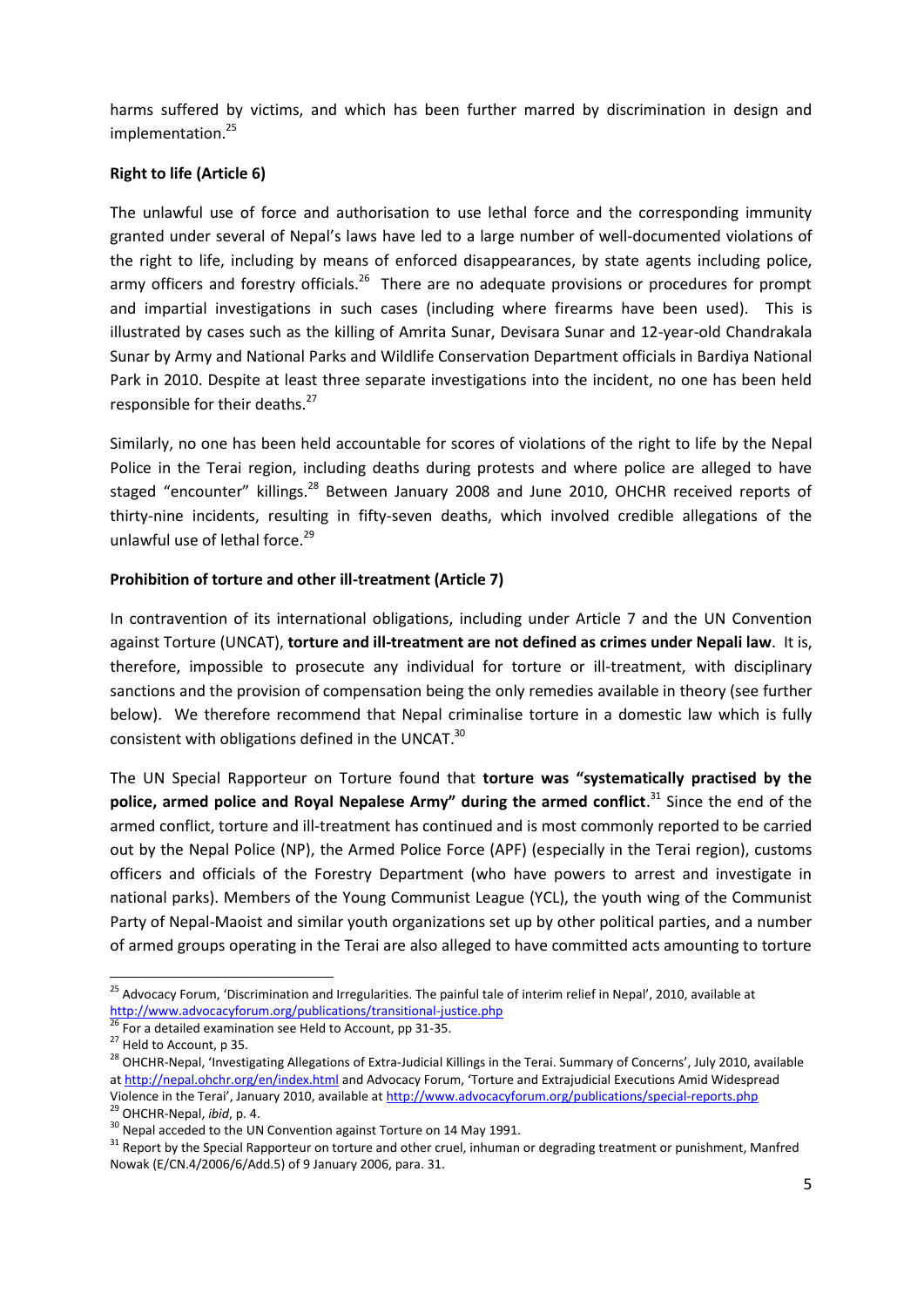harms suffered by victims, and which has been further marred by discrimination in design and implementation.[25]

**Right to life (Article 6)**

The unlawful use of force and authorisation to use lethal force and the corresponding immunity granted under several of Nepal's laws have led to a large number of well-documented violations of the right to life, including by means of enforced disappearances, by state agents including police, army officers and forestry officials.[26] There are no adequate provisions or procedures for prompt and impartial investigations in such cases (including where firearms have been used). This is illustrated by cases such as the killing of Amrita Sunar, Devisara Sunar and 12-year-old Chandrakala Sunar by Army and National Parks and Wildlife Conservation Department officials in Bardiya National Park in 2010. Despite at least three separate investigations into the incident, no one has been held responsible for their deaths.[27]

Similarly, no one has been held accountable for scores of violations of the right to life by the Nepal Police in the Terai region, including deaths during protests and where police are alleged to have staged "encounter" killings.[28] Between January 2008 and June 2010, OHCHR received reports of thirty-nine incidents, resulting in fifty-seven deaths, which involved credible allegations of the unlawful use of lethal force.[29]

**Prohibition of torture and other ill-treatment (Article 7)**

In contravention of its international obligations, including under Article 7 and the UN Convention against Torture (UNCAT), **torture and ill-treatment are not defined as crimes under Nepali law**. It is, therefore, impossible to prosecute any individual for torture or ill-treatment, with disciplinary sanctions and the provision of compensation being the only remedies available in theory (see further below). We therefore recommend that Nepal criminalise torture in a domestic law which is fully consistent with obligations defined in the UNCAT.[30]

The UN Special Rapporteur on Torture found that **torture was "systematically practised by the police, armed police and Royal Nepalese Army" during the armed conflict**.[31] Since the end of the armed conflict, torture and ill-treatment has continued and is most commonly reported to be carried out by the Nepal Police (NP), the Armed Police Force (APF) (especially in the Terai region), customs officers and officials of the Forestry Department (who have powers to arrest and investigate in national parks). Members of the Young Communist League (YCL), the youth wing of the Communist Party of Nepal-Maoist and similar youth organizations set up by other political parties, and a number of armed groups operating in the Terai are also alleged to have committed acts amounting to torture

---

[25] Advocacy Forum, 'Discrimination and Irregularities. The painful tale of interim relief in Nepal', 2010, available at http://www.advocacyforum.org/publications/transitional-justice.php

[26] For a detailed examination see Held to Account, pp 31-35.

[27] Held to Account, p 35.

[28] OHCHR-Nepal, 'Investigating Allegations of Extra-Judicial Killings in the Terai. Summary of Concerns', July 2010, available at http://nepal.ohchr.org/en/index.html and Advocacy Forum, 'Torture and Extrajudicial Executions Amid Widespread Violence in the Terai', January 2010, available at http://www.advocacyforum.org/publications/special-reports.php

[29] OHCHR-Nepal, *ibid*, p. 4.

[30] Nepal acceded to the UN Convention against Torture on 14 May 1991.

[31] Report by the Special Rapporteur on torture and other cruel, inhuman or degrading treatment or punishment, Manfred Nowak (E/CN.4/2006/6/Add.5) of 9 January 2006, para. 31.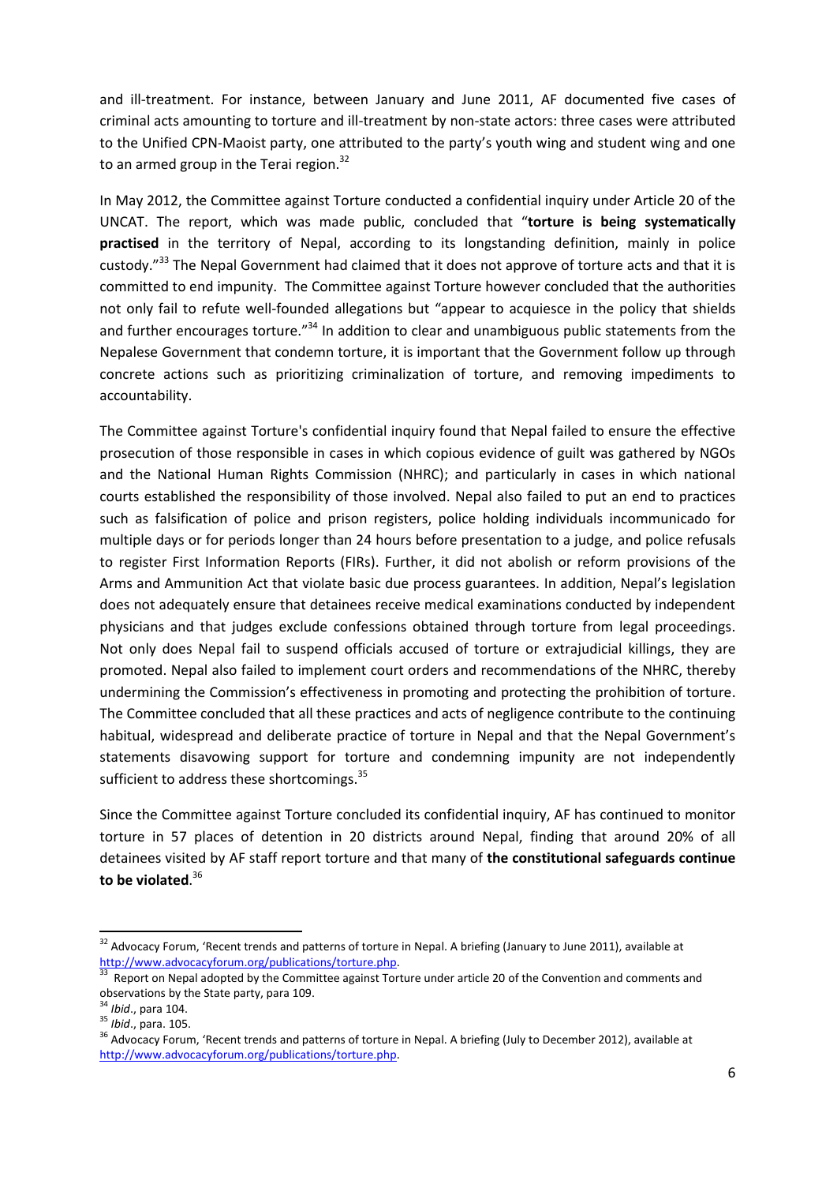and ill-treatment. For instance, between January and June 2011, AF documented five cases of criminal acts amounting to torture and ill-treatment by non-state actors: three cases were attributed to the Unified CPN-Maoist party, one attributed to the party's youth wing and student wing and one to an armed group in the Terai region.[32]

In May 2012, the Committee against Torture conducted a confidential inquiry under Article 20 of the UNCAT. The report, which was made public, concluded that "**torture is being systematically practised** in the territory of Nepal, according to its longstanding definition, mainly in police custody."[33] The Nepal Government had claimed that it does not approve of torture acts and that it is committed to end impunity. The Committee against Torture however concluded that the authorities not only fail to refute well-founded allegations but "appear to acquiesce in the policy that shields and further encourages torture."[34] In addition to clear and unambiguous public statements from the Nepalese Government that condemn torture, it is important that the Government follow up through concrete actions such as prioritizing criminalization of torture, and removing impediments to accountability.

The Committee against Torture's confidential inquiry found that Nepal failed to ensure the effective prosecution of those responsible in cases in which copious evidence of guilt was gathered by NGOs and the National Human Rights Commission (NHRC); and particularly in cases in which national courts established the responsibility of those involved. Nepal also failed to put an end to practices such as falsification of police and prison registers, police holding individuals incommunicado for multiple days or for periods longer than 24 hours before presentation to a judge, and police refusals to register First Information Reports (FIRs). Further, it did not abolish or reform provisions of the Arms and Ammunition Act that violate basic due process guarantees. In addition, Nepal's legislation does not adequately ensure that detainees receive medical examinations conducted by independent physicians and that judges exclude confessions obtained through torture from legal proceedings. Not only does Nepal fail to suspend officials accused of torture or extrajudicial killings, they are promoted. Nepal also failed to implement court orders and recommendations of the NHRC, thereby undermining the Commission's effectiveness in promoting and protecting the prohibition of torture. The Committee concluded that all these practices and acts of negligence contribute to the continuing habitual, widespread and deliberate practice of torture in Nepal and that the Nepal Government's statements disavowing support for torture and condemning impunity are not independently sufficient to address these shortcomings.[35]

Since the Committee against Torture concluded its confidential inquiry, AF has continued to monitor torture in 57 places of detention in 20 districts around Nepal, finding that around 20% of all detainees visited by AF staff report torture and that many of **the constitutional safeguards continue to be violated**.[36]

---

[32] Advocacy Forum, 'Recent trends and patterns of torture in Nepal. A briefing (January to June 2011), available at http://www.advocacyforum.org/publications/torture.php.

[33] Report on Nepal adopted by the Committee against Torture under article 20 of the Convention and comments and observations by the State party, para 109.

[34] *Ibid*., para 104.

[35] *Ibid*., para. 105.

[36] Advocacy Forum, 'Recent trends and patterns of torture in Nepal. A briefing (July to December 2012), available at http://www.advocacyforum.org/publications/torture.php.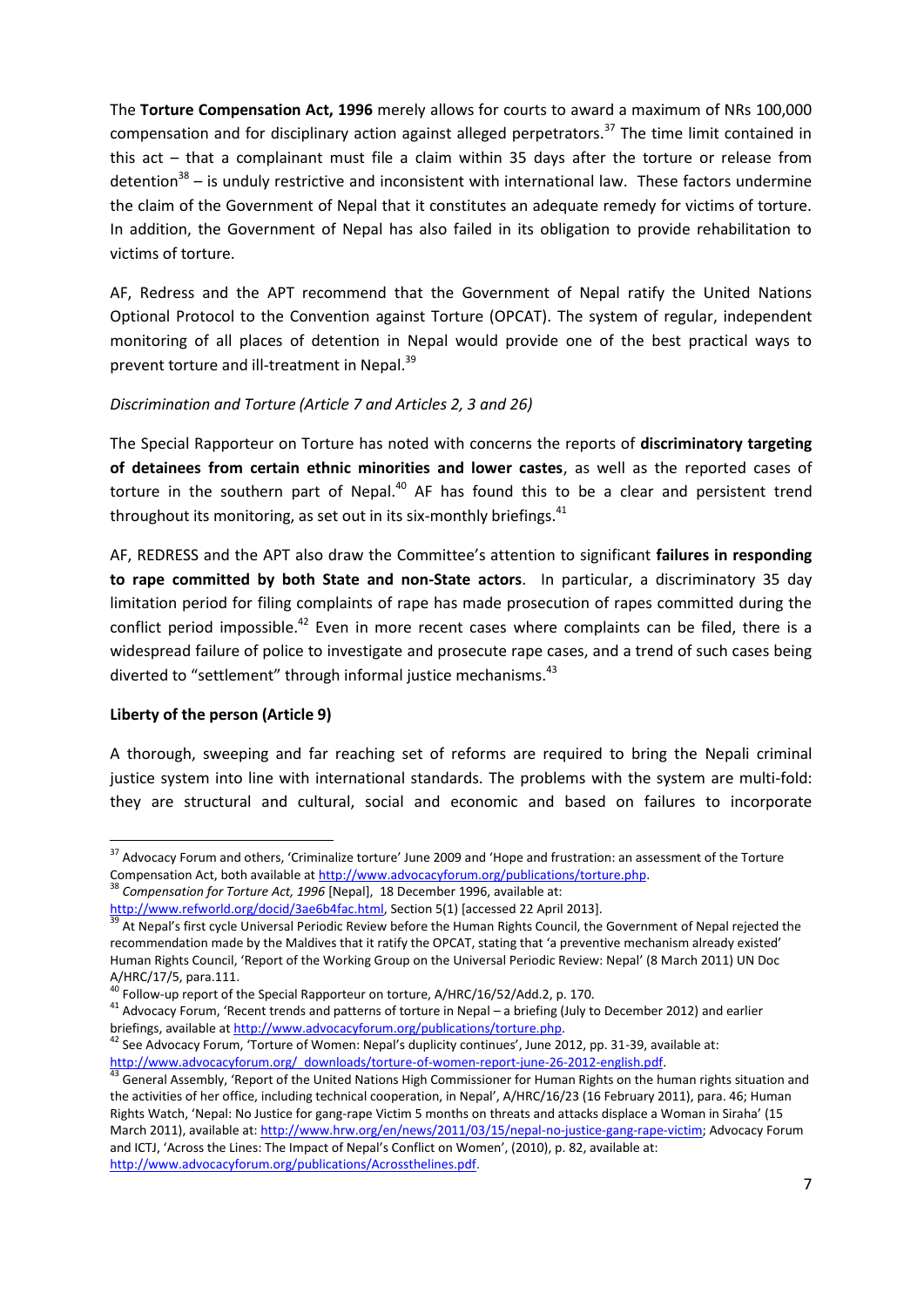The **Torture Compensation Act, 1996** merely allows for courts to award a maximum of NRs 100,000 compensation and for disciplinary action against alleged perpetrators.[37] The time limit contained in this act – that a complainant must file a claim within 35 days after the torture or release from detention[38] – is unduly restrictive and inconsistent with international law. These factors undermine the claim of the Government of Nepal that it constitutes an adequate remedy for victims of torture. In addition, the Government of Nepal has also failed in its obligation to provide rehabilitation to victims of torture.

AF, Redress and the APT recommend that the Government of Nepal ratify the United Nations Optional Protocol to the Convention against Torture (OPCAT). The system of regular, independent monitoring of all places of detention in Nepal would provide one of the best practical ways to prevent torture and ill-treatment in Nepal.[39]

*Discrimination and Torture (Article 7 and Articles 2, 3 and 26)*

The Special Rapporteur on Torture has noted with concerns the reports of **discriminatory targeting of detainees from certain ethnic minorities and lower castes**, as well as the reported cases of torture in the southern part of Nepal.[40] AF has found this to be a clear and persistent trend throughout its monitoring, as set out in its six-monthly briefings.[41]

AF, REDRESS and the APT also draw the Committee's attention to significant **failures in responding to rape committed by both State and non-State actors**. In particular, a discriminatory 35 day limitation period for filing complaints of rape has made prosecution of rapes committed during the conflict period impossible.[42] Even in more recent cases where complaints can be filed, there is a widespread failure of police to investigate and prosecute rape cases, and a trend of such cases being diverted to "settlement" through informal justice mechanisms.[43]

**Liberty of the person (Article 9)**

A thorough, sweeping and far reaching set of reforms are required to bring the Nepali criminal justice system into line with international standards. The problems with the system are multi-fold: they are structural and cultural, social and economic and based on failures to incorporate

---

[37] Advocacy Forum and others, 'Criminalize torture' June 2009 and 'Hope and frustration: an assessment of the Torture Compensation Act, both available at http://www.advocacyforum.org/publications/torture.php.

[38] *Compensation for Torture Act, 1996* [Nepal], 18 December 1996, available at: http://www.refworld.org/docid/3ae6b4fac.html, Section 5(1) [accessed 22 April 2013].

[39] At Nepal's first cycle Universal Periodic Review before the Human Rights Council, the Government of Nepal rejected the recommendation made by the Maldives that it ratify the OPCAT, stating that 'a preventive mechanism already existed' Human Rights Council, 'Report of the Working Group on the Universal Periodic Review: Nepal' (8 March 2011) UN Doc A/HRC/17/5, para.111.

[40] Follow-up report of the Special Rapporteur on torture, A/HRC/16/52/Add.2, p. 170.

[41] Advocacy Forum, 'Recent trends and patterns of torture in Nepal – a briefing (July to December 2012) and earlier briefings, available at http://www.advocacyforum.org/publications/torture.php.

[42] See Advocacy Forum, 'Torture of Women: Nepal's duplicity continues', June 2012, pp. 31-39, available at: http://www.advocacyforum.org/_downloads/torture-of-women-report-june-26-2012-english.pdf.

[43] General Assembly, 'Report of the United Nations High Commissioner for Human Rights on the human rights situation and the activities of her office, including technical cooperation, in Nepal', A/HRC/16/23 (16 February 2011), para. 46; Human Rights Watch, 'Nepal: No Justice for gang-rape Victim 5 months on threats and attacks displace a Woman in Siraha' (15 March 2011), available at: http://www.hrw.org/en/news/2011/03/15/nepal-no-justice-gang-rape-victim; Advocacy Forum and ICTJ, 'Across the Lines: The Impact of Nepal's Conflict on Women', (2010), p. 82, available at: http://www.advocacyforum.org/publications/Acrossthelines.pdf.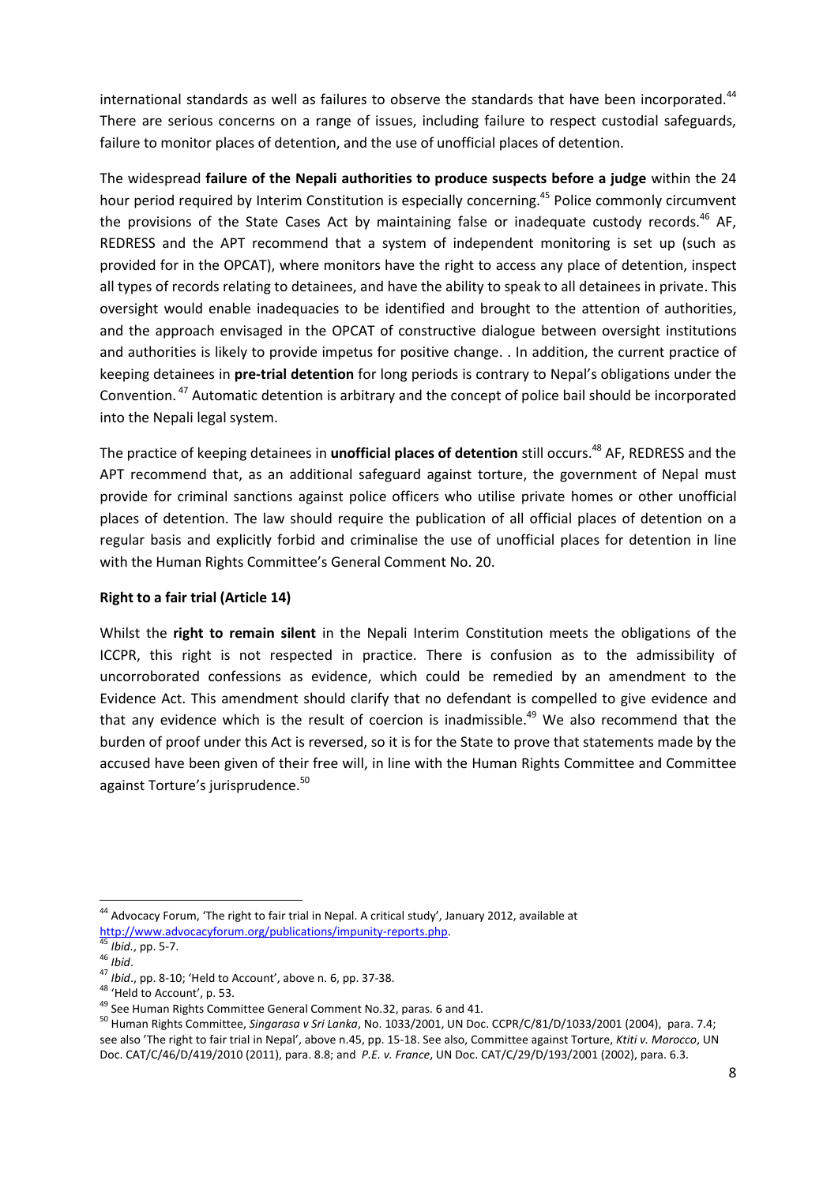international standards as well as failures to observe the standards that have been incorporated.[44] There are serious concerns on a range of issues, including failure to respect custodial safeguards, failure to monitor places of detention, and the use of unofficial places of detention.

The widespread **failure of the Nepali authorities to produce suspects before a judge** within the 24 hour period required by Interim Constitution is especially concerning.[45] Police commonly circumvent the provisions of the State Cases Act by maintaining false or inadequate custody records.[46] AF, REDRESS and the APT recommend that a system of independent monitoring is set up (such as provided for in the OPCAT), where monitors have the right to access any place of detention, inspect all types of records relating to detainees, and have the ability to speak to all detainees in private. This oversight would enable inadequacies to be identified and brought to the attention of authorities, and the approach envisaged in the OPCAT of constructive dialogue between oversight institutions and authorities is likely to provide impetus for positive change. . In addition, the current practice of keeping detainees in **pre-trial detention** for long periods is contrary to Nepal's obligations under the Convention.[47] Automatic detention is arbitrary and the concept of police bail should be incorporated into the Nepali legal system.

The practice of keeping detainees in **unofficial places of detention** still occurs.[48] AF, REDRESS and the APT recommend that, as an additional safeguard against torture, the government of Nepal must provide for criminal sanctions against police officers who utilise private homes or other unofficial places of detention. The law should require the publication of all official places of detention on a regular basis and explicitly forbid and criminalise the use of unofficial places for detention in line with the Human Rights Committee's General Comment No. 20.

**Right to a fair trial (Article 14)**

Whilst the **right to remain silent** in the Nepali Interim Constitution meets the obligations of the ICCPR, this right is not respected in practice. There is confusion as to the admissibility of uncorroborated confessions as evidence, which could be remedied by an amendment to the Evidence Act. This amendment should clarify that no defendant is compelled to give evidence and that any evidence which is the result of coercion is inadmissible.[49] We also recommend that the burden of proof under this Act is reversed, so it is for the State to prove that statements made by the accused have been given of their free will, in line with the Human Rights Committee and Committee against Torture's jurisprudence.[50]

---

[44] Advocacy Forum, 'The right to fair trial in Nepal. A critical study', January 2012, available at http://www.advocacyforum.org/publications/impunity-reports.php.

[45] *Ibid.*, pp. 5-7.

[46] *Ibid*.

[47] *Ibid*., pp. 8-10; 'Held to Account', above n. 6, pp. 37-38.

[48] 'Held to Account', p. 53.

[49] See Human Rights Committee General Comment No.32, paras. 6 and 41.

[50] Human Rights Committee, *Singarasa v Sri Lanka*, No. 1033/2001, UN Doc. CCPR/C/81/D/1033/2001 (2004), para. 7.4; see also 'The right to fair trial in Nepal', above n.45, pp. 15-18. See also, Committee against Torture, *Ktiti v. Morocco*, UN Doc. CAT/C/46/D/419/2010 (2011), para. 8.8; and *P.E. v. France*, UN Doc. CAT/C/29/D/193/2001 (2002), para. 6.3.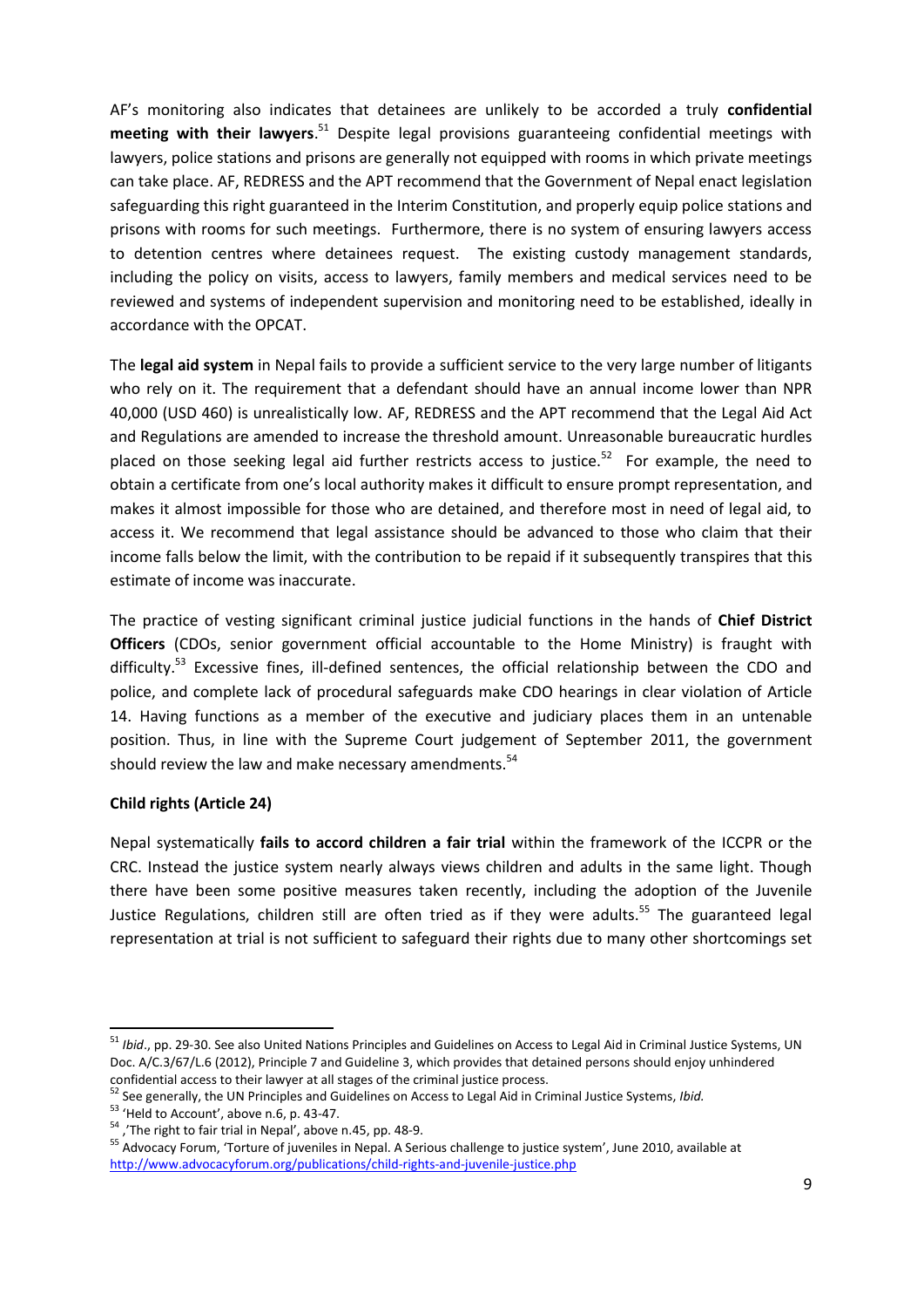AF's monitoring also indicates that detainees are unlikely to be accorded a truly **confidential meeting with their lawyers**.[51] Despite legal provisions guaranteeing confidential meetings with lawyers, police stations and prisons are generally not equipped with rooms in which private meetings can take place. AF, REDRESS and the APT recommend that the Government of Nepal enact legislation safeguarding this right guaranteed in the Interim Constitution, and properly equip police stations and prisons with rooms for such meetings. Furthermore, there is no system of ensuring lawyers access to detention centres where detainees request. The existing custody management standards, including the policy on visits, access to lawyers, family members and medical services need to be reviewed and systems of independent supervision and monitoring need to be established, ideally in accordance with the OPCAT.

The **legal aid system** in Nepal fails to provide a sufficient service to the very large number of litigants who rely on it. The requirement that a defendant should have an annual income lower than NPR 40,000 (USD 460) is unrealistically low. AF, REDRESS and the APT recommend that the Legal Aid Act and Regulations are amended to increase the threshold amount. Unreasonable bureaucratic hurdles placed on those seeking legal aid further restricts access to justice.[52] For example, the need to obtain a certificate from one's local authority makes it difficult to ensure prompt representation, and makes it almost impossible for those who are detained, and therefore most in need of legal aid, to access it. We recommend that legal assistance should be advanced to those who claim that their income falls below the limit, with the contribution to be repaid if it subsequently transpires that this estimate of income was inaccurate.

The practice of vesting significant criminal justice judicial functions in the hands of **Chief District Officers** (CDOs, senior government official accountable to the Home Ministry) is fraught with difficulty.[53] Excessive fines, ill-defined sentences, the official relationship between the CDO and police, and complete lack of procedural safeguards make CDO hearings in clear violation of Article 14. Having functions as a member of the executive and judiciary places them in an untenable position. Thus, in line with the Supreme Court judgement of September 2011, the government should review the law and make necessary amendments.[54]

**Child rights (Article 24)**

Nepal systematically **fails to accord children a fair trial** within the framework of the ICCPR or the CRC. Instead the justice system nearly always views children and adults in the same light. Though there have been some positive measures taken recently, including the adoption of the Juvenile Justice Regulations, children still are often tried as if they were adults.[55] The guaranteed legal representation at trial is not sufficient to safeguard their rights due to many other shortcomings set

---

[51] *Ibid*., pp. 29-30. See also United Nations Principles and Guidelines on Access to Legal Aid in Criminal Justice Systems, UN Doc. A/C.3/67/L.6 (2012), Principle 7 and Guideline 3, which provides that detained persons should enjoy unhindered confidential access to their lawyer at all stages of the criminal justice process.

[52] See generally, the UN Principles and Guidelines on Access to Legal Aid in Criminal Justice Systems, *Ibid.*

[53] 'Held to Account', above n.6, p. 43-47.

[54] ,'The right to fair trial in Nepal', above n.45, pp. 48-9.

[55] Advocacy Forum, 'Torture of juveniles in Nepal. A Serious challenge to justice system', June 2010, available at http://www.advocacyforum.org/publications/child-rights-and-juvenile-justice.php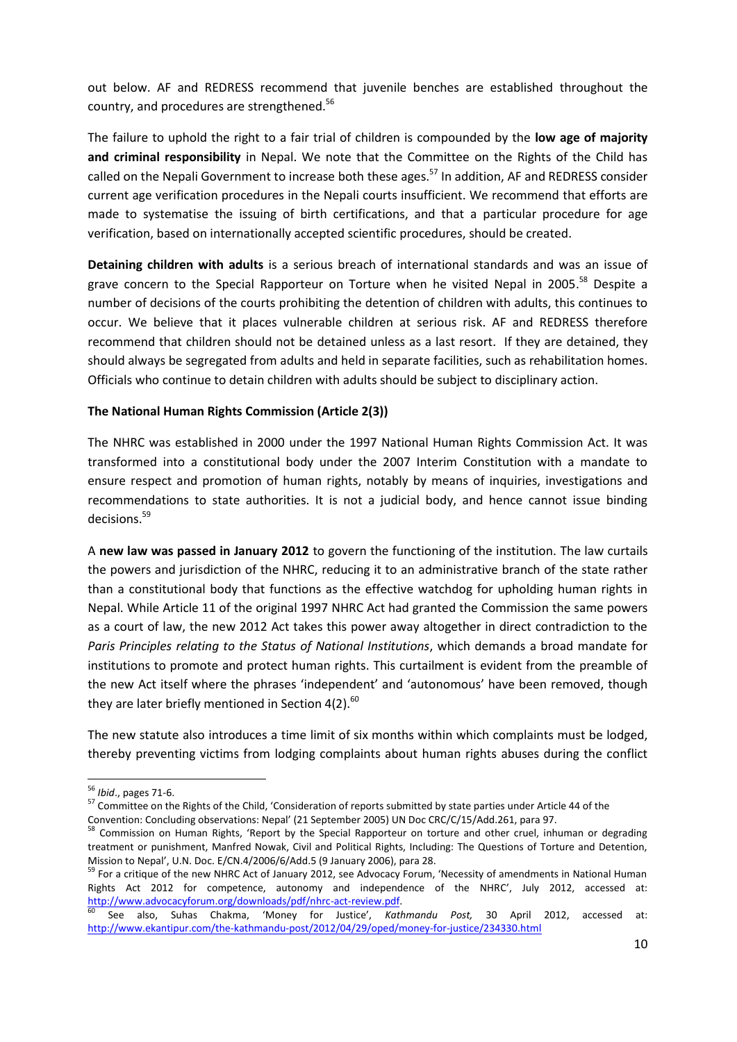out below. AF and REDRESS recommend that juvenile benches are established throughout the country, and procedures are strengthened.[56]

The failure to uphold the right to a fair trial of children is compounded by the **low age of majority and criminal responsibility** in Nepal. We note that the Committee on the Rights of the Child has called on the Nepali Government to increase both these ages.[57] In addition, AF and REDRESS consider current age verification procedures in the Nepali courts insufficient. We recommend that efforts are made to systematise the issuing of birth certifications, and that a particular procedure for age verification, based on internationally accepted scientific procedures, should be created.

**Detaining children with adults** is a serious breach of international standards and was an issue of grave concern to the Special Rapporteur on Torture when he visited Nepal in 2005.[58] Despite a number of decisions of the courts prohibiting the detention of children with adults, this continues to occur. We believe that it places vulnerable children at serious risk. AF and REDRESS therefore recommend that children should not be detained unless as a last resort. If they are detained, they should always be segregated from adults and held in separate facilities, such as rehabilitation homes. Officials who continue to detain children with adults should be subject to disciplinary action.

**The National Human Rights Commission (Article 2(3))**

The NHRC was established in 2000 under the 1997 National Human Rights Commission Act. It was transformed into a constitutional body under the 2007 Interim Constitution with a mandate to ensure respect and promotion of human rights, notably by means of inquiries, investigations and recommendations to state authorities. It is not a judicial body, and hence cannot issue binding decisions.[59]

A **new law was passed in January 2012** to govern the functioning of the institution. The law curtails the powers and jurisdiction of the NHRC, reducing it to an administrative branch of the state rather than a constitutional body that functions as the effective watchdog for upholding human rights in Nepal. While Article 11 of the original 1997 NHRC Act had granted the Commission the same powers as a court of law, the new 2012 Act takes this power away altogether in direct contradiction to the *Paris Principles relating to the Status of National Institutions*, which demands a broad mandate for institutions to promote and protect human rights. This curtailment is evident from the preamble of the new Act itself where the phrases 'independent' and 'autonomous' have been removed, though they are later briefly mentioned in Section 4(2).[60]

The new statute also introduces a time limit of six months within which complaints must be lodged, thereby preventing victims from lodging complaints about human rights abuses during the conflict

---

[56] *Ibid*., pages 71-6.

[57] Committee on the Rights of the Child, 'Consideration of reports submitted by state parties under Article 44 of the Convention: Concluding observations: Nepal' (21 September 2005) UN Doc CRC/C/15/Add.261, para 97.

[58] Commission on Human Rights, 'Report by the Special Rapporteur on torture and other cruel, inhuman or degrading treatment or punishment, Manfred Nowak, Civil and Political Rights, Including: The Questions of Torture and Detention, Mission to Nepal', U.N. Doc. E/CN.4/2006/6/Add.5 (9 January 2006), para 28.

[59] For a critique of the new NHRC Act of January 2012, see Advocacy Forum, 'Necessity of amendments in National Human Rights Act 2012 for competence, autonomy and independence of the NHRC', July 2012, accessed at: http://www.advocacyforum.org/downloads/pdf/nhrc-act-review.pdf.

[60] See also, Suhas Chakma, 'Money for Justice', *Kathmandu Post,* 30 April 2012, accessed at: http://www.ekantipur.com/the-kathmandu-post/2012/04/29/oped/money-for-justice/234330.html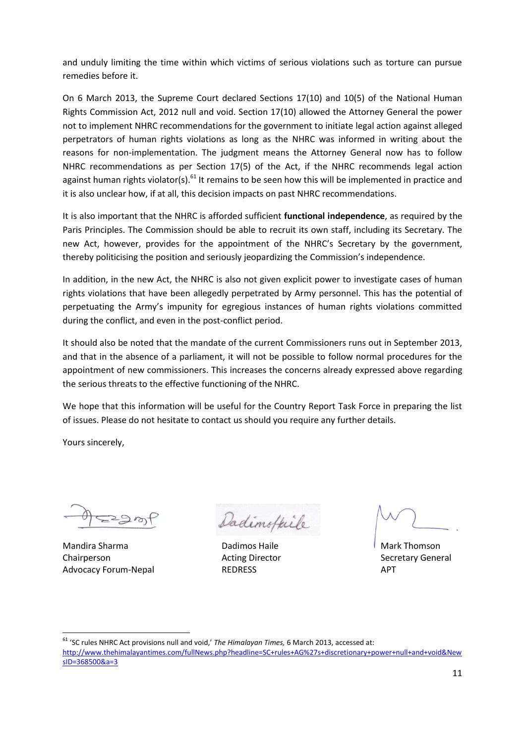and unduly limiting the time within which victims of serious violations such as torture can pursue remedies before it.

On 6 March 2013, the Supreme Court declared Sections 17(10) and 10(5) of the National Human Rights Commission Act, 2012 null and void. Section 17(10) allowed the Attorney General the power not to implement NHRC recommendations for the government to initiate legal action against alleged perpetrators of human rights violations as long as the NHRC was informed in writing about the reasons for non-implementation. The judgment means the Attorney General now has to follow NHRC recommendations as per Section 17(5) of the Act, if the NHRC recommends legal action against human rights violator(s).[61] It remains to be seen how this will be implemented in practice and it is also unclear how, if at all, this decision impacts on past NHRC recommendations.

It is also important that the NHRC is afforded sufficient **functional independence**, as required by the Paris Principles. The Commission should be able to recruit its own staff, including its Secretary. The new Act, however, provides for the appointment of the NHRC's Secretary by the government, thereby politicising the position and seriously jeopardizing the Commission's independence.

In addition, in the new Act, the NHRC is also not given explicit power to investigate cases of human rights violations that have been allegedly perpetrated by Army personnel. This has the potential of perpetuating the Army's impunity for egregious instances of human rights violations committed during the conflict, and even in the post-conflict period.

It should also be noted that the mandate of the current Commissioners runs out in September 2013, and that in the absence of a parliament, it will not be possible to follow normal procedures for the appointment of new commissioners. This increases the concerns already expressed above regarding the serious threats to the effective functioning of the NHRC.

We hope that this information will be useful for the Country Report Task Force in preparing the list of issues. Please do not hesitate to contact us should you require any further details.

Yours sincerely,

Mandira Sharma
Chairperson
Advocacy Forum-Nepal

Dadimos Haile
Acting Director
REDRESS

Mark Thomson
Secretary General
APT

[61] 'SC rules NHRC Act provisions null and void,' *The Himalayan Times,* 6 March 2013, accessed at: http://www.thehimalayantimes.com/fullNews.php?headline=SC+rules+AG%27s+discretionary+power+null+and+void&NewsID=368500&a=3